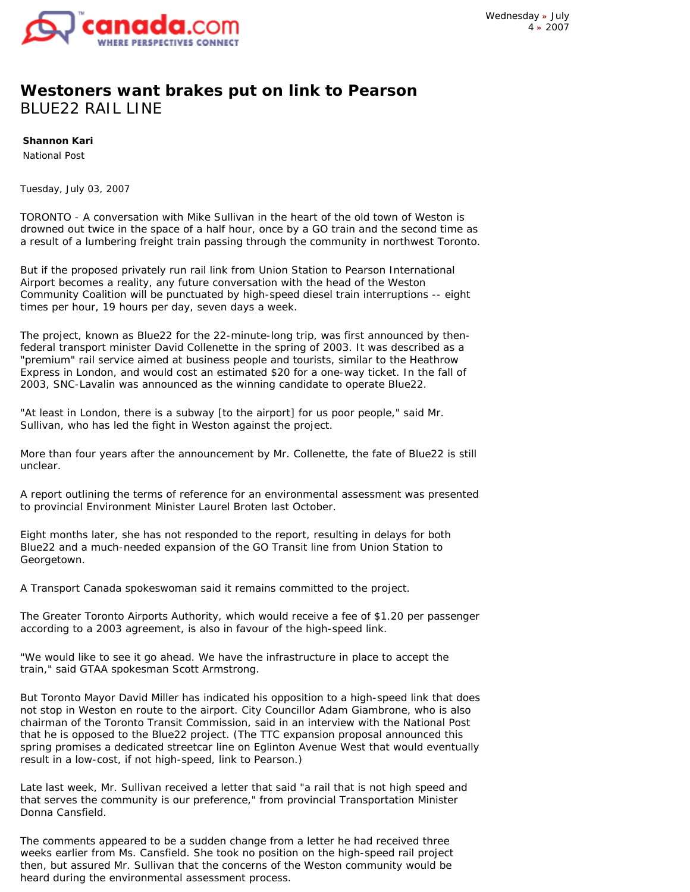# Westoners want brakes put on link to Pearson

## BLUE22 RAIL LINE

**Shannon Kari**
National Post

Tuesday, July 03, 2007

TORONTO - A conversation with Mike Sullivan in the heart of the old town of Weston is drowned out twice in the space of a half hour, once by a GO train and the second time as a result of a lumbering freight train passing through the community in northwest Toronto.

But if the proposed privately run rail link from Union Station to Pearson International Airport becomes a reality, any future conversation with the head of the Weston Community Coalition will be punctuated by high-speed diesel train interruptions -- eight times per hour, 19 hours per day, seven days a week.

The project, known as Blue22 for the 22-minute-long trip, was first announced by then-federal transport minister David Collenette in the spring of 2003. It was described as a "premium" rail service aimed at business people and tourists, similar to the Heathrow Express in London, and would cost an estimated $20 for a one-way ticket. In the fall of 2003, SNC-Lavalin was announced as the winning candidate to operate Blue22.

"At least in London, there is a subway [to the airport] for us poor people," said Mr. Sullivan, who has led the fight in Weston against the project.

More than four years after the announcement by Mr. Collenette, the fate of Blue22 is still unclear.

A report outlining the terms of reference for an environmental assessment was presented to provincial Environment Minister Laurel Broten last October.

Eight months later, she has not responded to the report, resulting in delays for both Blue22 and a much-needed expansion of the GO Transit line from Union Station to Georgetown.

A Transport Canada spokeswoman said it remains committed to the project.

The Greater Toronto Airports Authority, which would receive a fee of $1.20 per passenger according to a 2003 agreement, is also in favour of the high-speed link.

"We would like to see it go ahead. We have the infrastructure in place to accept the train," said GTAA spokesman Scott Armstrong.

But Toronto Mayor David Miller has indicated his opposition to a high-speed link that does not stop in Weston en route to the airport. City Councillor Adam Giambrone, who is also chairman of the Toronto Transit Commission, said in an interview with the National Post that he is opposed to the Blue22 project. (The TTC expansion proposal announced this spring promises a dedicated streetcar line on Eglinton Avenue West that would eventually result in a low-cost, if not high-speed, link to Pearson.)

Late last week, Mr. Sullivan received a letter that said "a rail that is not high speed and that serves the community is our preference," from provincial Transportation Minister Donna Cansfield.

The comments appeared to be a sudden change from a letter he had received three weeks earlier from Ms. Cansfield. She took no position on the high-speed rail project then, but assured Mr. Sullivan that the concerns of the Weston community would be heard during the environmental assessment process.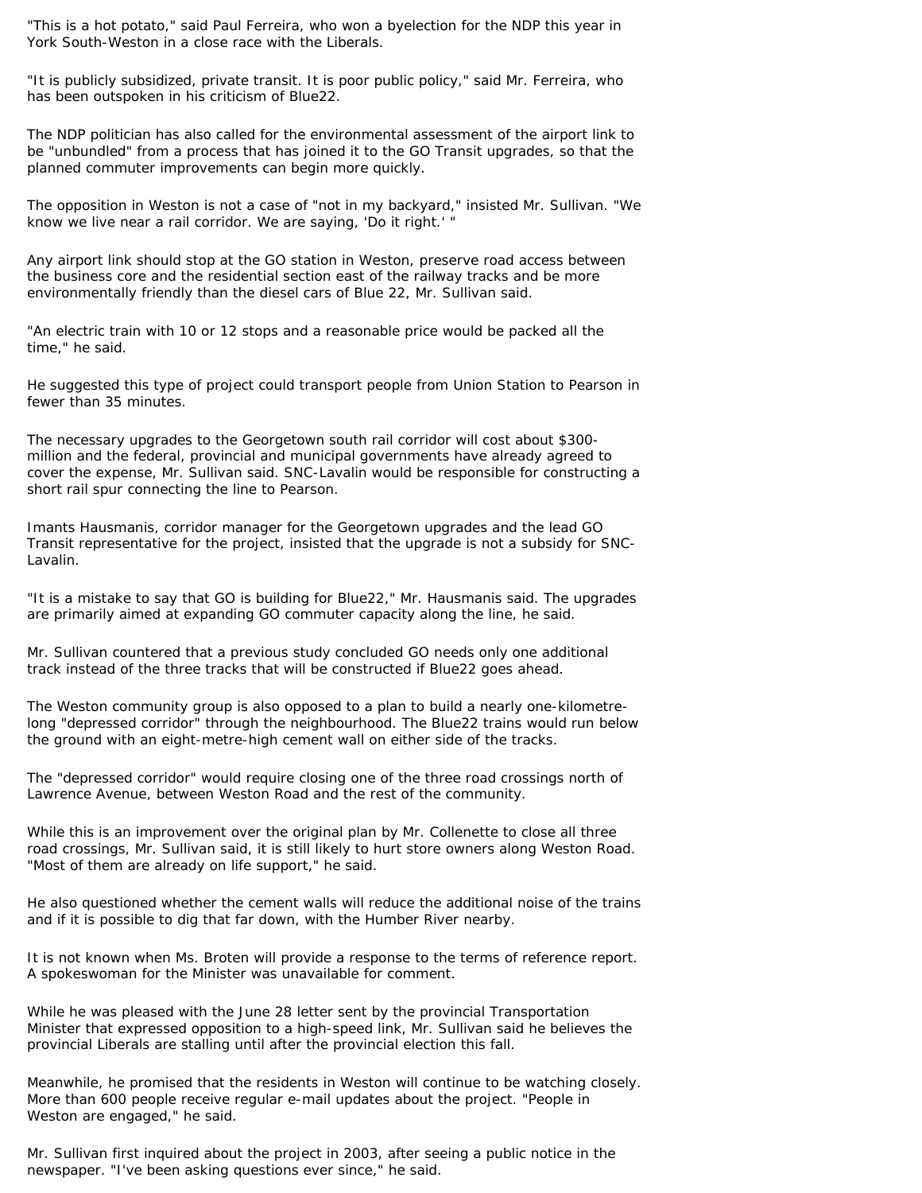"This is a hot potato," said Paul Ferreira, who won a byelection for the NDP this year in York South-Weston in a close race with the Liberals.

"It is publicly subsidized, private transit. It is poor public policy," said Mr. Ferreira, who has been outspoken in his criticism of Blue22.

The NDP politician has also called for the environmental assessment of the airport link to be "unbundled" from a process that has joined it to the GO Transit upgrades, so that the planned commuter improvements can begin more quickly.

The opposition in Weston is not a case of "not in my backyard," insisted Mr. Sullivan. "We know we live near a rail corridor. We are saying, 'Do it right.' "

Any airport link should stop at the GO station in Weston, preserve road access between the business core and the residential section east of the railway tracks and be more environmentally friendly than the diesel cars of Blue 22, Mr. Sullivan said.

"An electric train with 10 or 12 stops and a reasonable price would be packed all the time," he said.

He suggested this type of project could transport people from Union Station to Pearson in fewer than 35 minutes.

The necessary upgrades to the Georgetown south rail corridor will cost about $300-million and the federal, provincial and municipal governments have already agreed to cover the expense, Mr. Sullivan said. SNC-Lavalin would be responsible for constructing a short rail spur connecting the line to Pearson.

Imants Hausmanis, corridor manager for the Georgetown upgrades and the lead GO Transit representative for the project, insisted that the upgrade is not a subsidy for SNC-Lavalin.

"It is a mistake to say that GO is building for Blue22," Mr. Hausmanis said. The upgrades are primarily aimed at expanding GO commuter capacity along the line, he said.

Mr. Sullivan countered that a previous study concluded GO needs only one additional track instead of the three tracks that will be constructed if Blue22 goes ahead.

The Weston community group is also opposed to a plan to build a nearly one-kilometre-long "depressed corridor" through the neighbourhood. The Blue22 trains would run below the ground with an eight-metre-high cement wall on either side of the tracks.

The "depressed corridor" would require closing one of the three road crossings north of Lawrence Avenue, between Weston Road and the rest of the community.

While this is an improvement over the original plan by Mr. Collenette to close all three road crossings, Mr. Sullivan said, it is still likely to hurt store owners along Weston Road. "Most of them are already on life support," he said.

He also questioned whether the cement walls will reduce the additional noise of the trains and if it is possible to dig that far down, with the Humber River nearby.

It is not known when Ms. Broten will provide a response to the terms of reference report. A spokeswoman for the Minister was unavailable for comment.

While he was pleased with the June 28 letter sent by the provincial Transportation Minister that expressed opposition to a high-speed link, Mr. Sullivan said he believes the provincial Liberals are stalling until after the provincial election this fall.

Meanwhile, he promised that the residents in Weston will continue to be watching closely. More than 600 people receive regular e-mail updates about the project. "People in Weston are engaged," he said.

Mr. Sullivan first inquired about the project in 2003, after seeing a public notice in the newspaper. "I've been asking questions ever since," he said.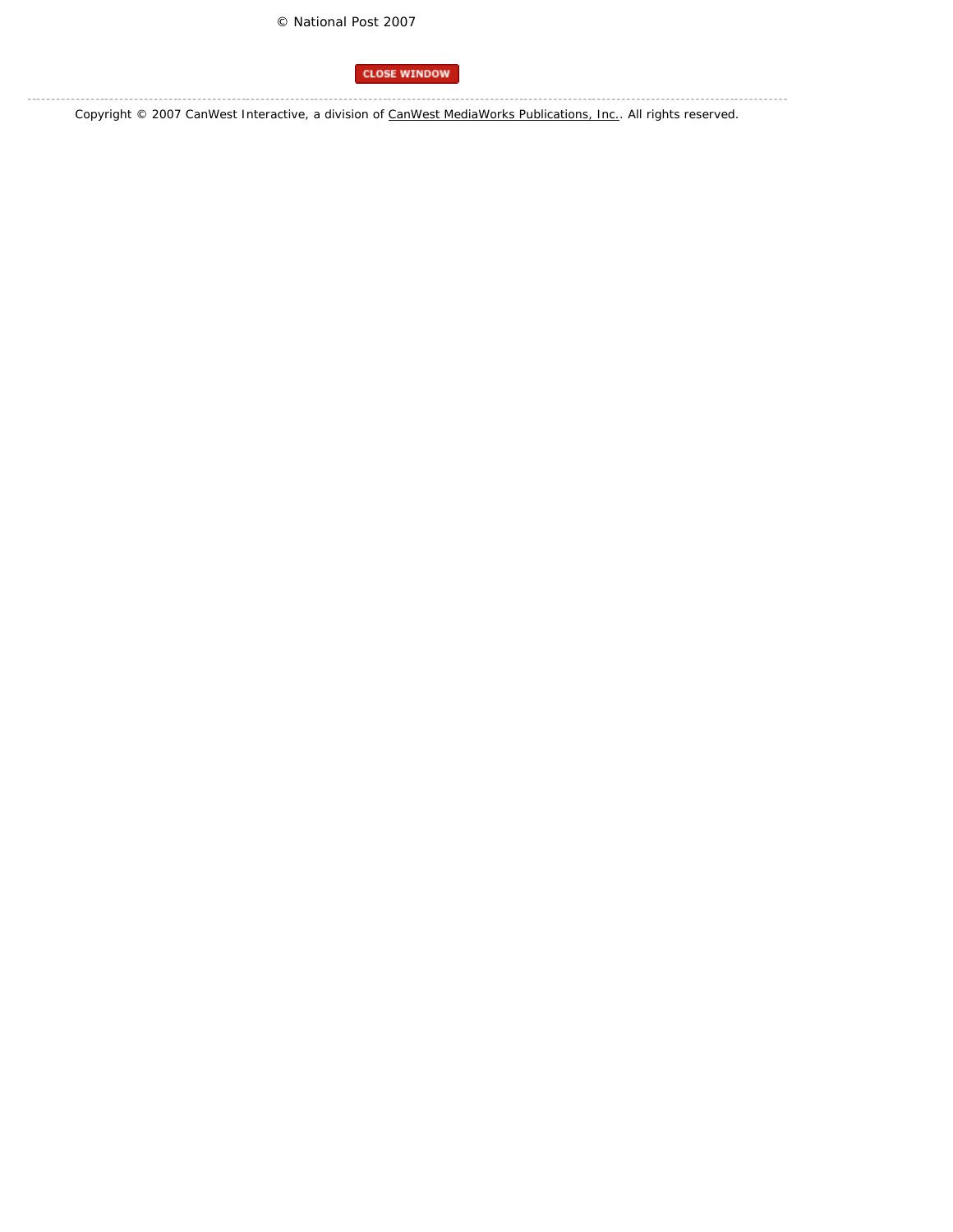© National Post 2007

CLOSE WINDOW

---

Copyright © 2007 CanWest Interactive, a division of CanWest MediaWorks Publications, Inc.. All rights reserved.